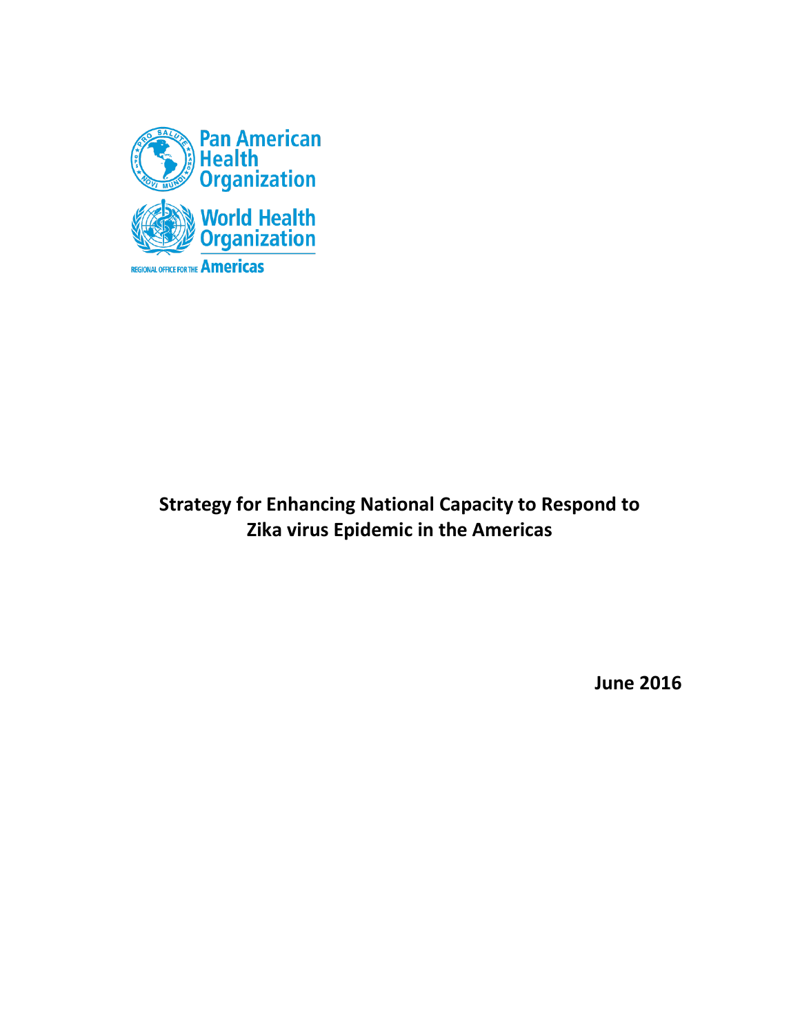Pan American Health Organization

World Health Organization

REGIONAL OFFICE FOR THE Americas

# Strategy for Enhancing National Capacity to Respond to Zika virus Epidemic in the Americas

**June 2016**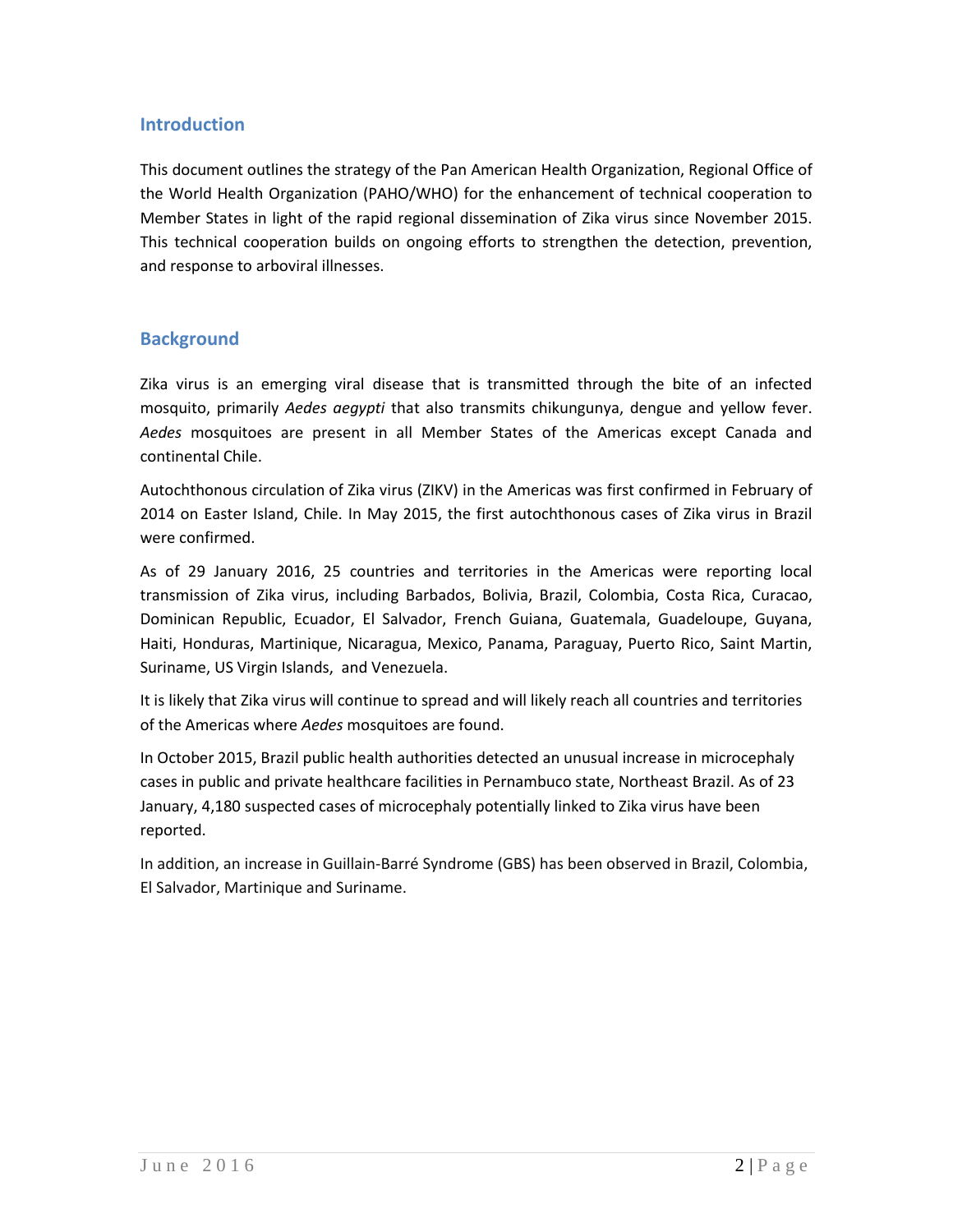## Introduction

This document outlines the strategy of the Pan American Health Organization, Regional Office of the World Health Organization (PAHO/WHO) for the enhancement of technical cooperation to Member States in light of the rapid regional dissemination of Zika virus since November 2015. This technical cooperation builds on ongoing efforts to strengthen the detection, prevention, and response to arboviral illnesses.

## Background

Zika virus is an emerging viral disease that is transmitted through the bite of an infected mosquito, primarily *Aedes aegypti* that also transmits chikungunya, dengue and yellow fever. *Aedes* mosquitoes are present in all Member States of the Americas except Canada and continental Chile.

Autochthonous circulation of Zika virus (ZIKV) in the Americas was first confirmed in February of 2014 on Easter Island, Chile. In May 2015, the first autochthonous cases of Zika virus in Brazil were confirmed.

As of 29 January 2016, 25 countries and territories in the Americas were reporting local transmission of Zika virus, including Barbados, Bolivia, Brazil, Colombia, Costa Rica, Curacao, Dominican Republic, Ecuador, El Salvador, French Guiana, Guatemala, Guadeloupe, Guyana, Haiti, Honduras, Martinique, Nicaragua, Mexico, Panama, Paraguay, Puerto Rico, Saint Martin, Suriname, US Virgin Islands, and Venezuela.

It is likely that Zika virus will continue to spread and will likely reach all countries and territories of the Americas where *Aedes* mosquitoes are found.

In October 2015, Brazil public health authorities detected an unusual increase in microcephaly cases in public and private healthcare facilities in Pernambuco state, Northeast Brazil. As of 23 January, 4,180 suspected cases of microcephaly potentially linked to Zika virus have been reported.

In addition, an increase in Guillain-Barré Syndrome (GBS) has been observed in Brazil, Colombia, El Salvador, Martinique and Suriname.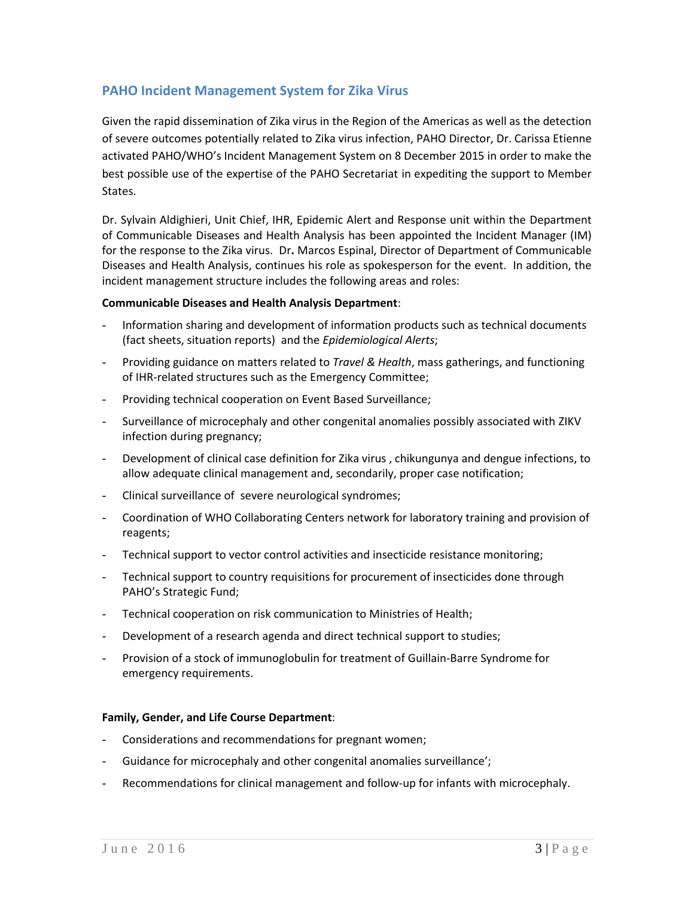## PAHO Incident Management System for Zika Virus

Given the rapid dissemination of Zika virus in the Region of the Americas as well as the detection of severe outcomes potentially related to Zika virus infection, PAHO Director, Dr. Carissa Etienne activated PAHO/WHO's Incident Management System on 8 December 2015 in order to make the best possible use of the expertise of the PAHO Secretariat in expediting the support to Member States.

Dr. Sylvain Aldighieri, Unit Chief, IHR, Epidemic Alert and Response unit within the Department of Communicable Diseases and Health Analysis has been appointed the Incident Manager (IM) for the response to the Zika virus. Dr**.** Marcos Espinal, Director of Department of Communicable Diseases and Health Analysis, continues his role as spokesperson for the event. In addition, the incident management structure includes the following areas and roles:

**Communicable Diseases and Health Analysis Department**:

- Information sharing and development of information products such as technical documents (fact sheets, situation reports) and the *Epidemiological Alerts*;
- Providing guidance on matters related to *Travel & Health*, mass gatherings, and functioning of IHR-related structures such as the Emergency Committee;
- Providing technical cooperation on Event Based Surveillance;
- Surveillance of microcephaly and other congenital anomalies possibly associated with ZIKV infection during pregnancy;
- Development of clinical case definition for Zika virus , chikungunya and dengue infections, to allow adequate clinical management and, secondarily, proper case notification;
- Clinical surveillance of severe neurological syndromes;
- Coordination of WHO Collaborating Centers network for laboratory training and provision of reagents;
- Technical support to vector control activities and insecticide resistance monitoring;
- Technical support to country requisitions for procurement of insecticides done through PAHO's Strategic Fund;
- Technical cooperation on risk communication to Ministries of Health;
- Development of a research agenda and direct technical support to studies;
- Provision of a stock of immunoglobulin for treatment of Guillain-Barre Syndrome for emergency requirements.

**Family, Gender, and Life Course Department**:

- Considerations and recommendations for pregnant women;
- Guidance for microcephaly and other congenital anomalies surveillance';
- Recommendations for clinical management and follow-up for infants with microcephaly.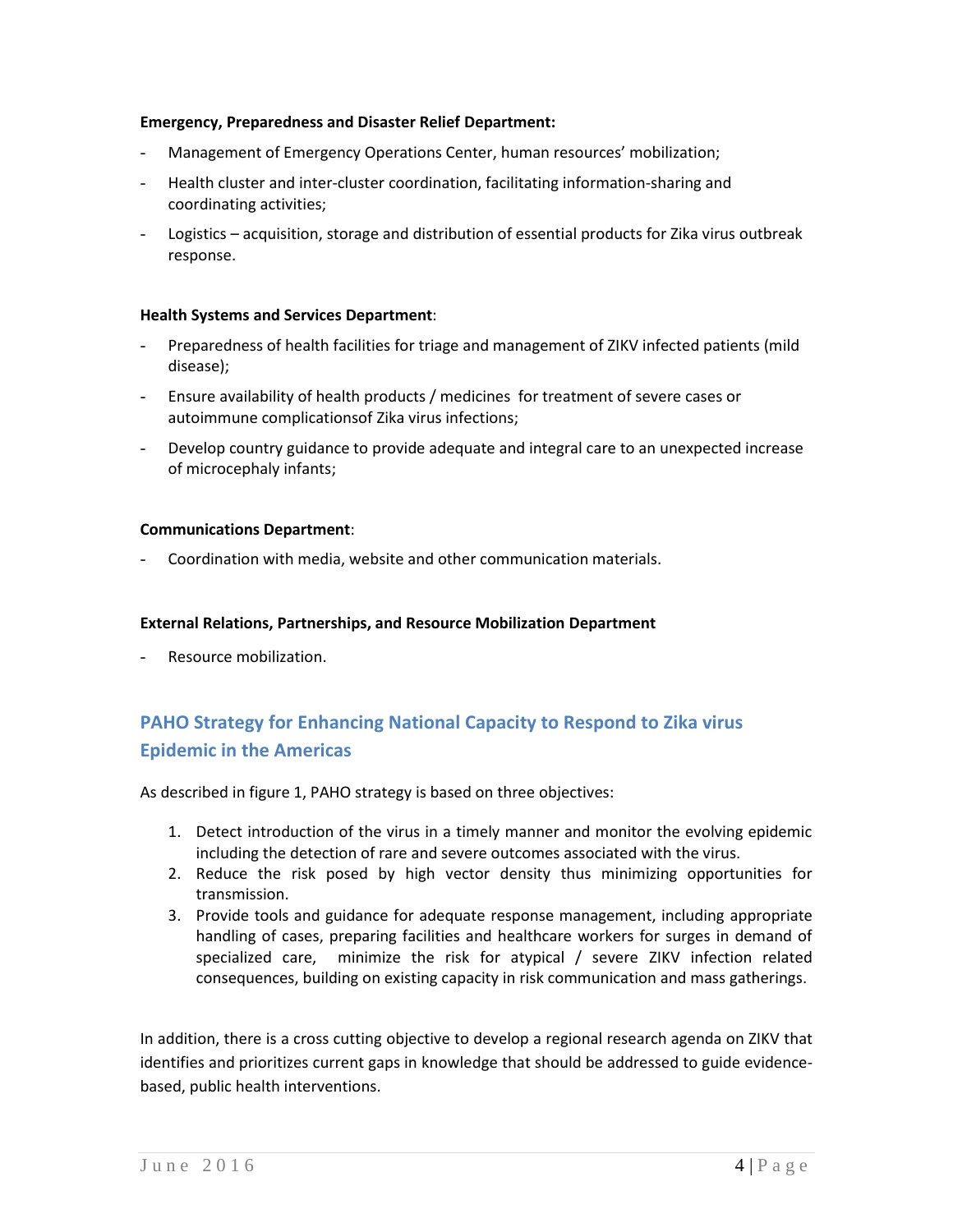**Emergency, Preparedness and Disaster Relief Department:**

- Management of Emergency Operations Center, human resources' mobilization;
- Health cluster and inter-cluster coordination, facilitating information-sharing and coordinating activities;
- Logistics – acquisition, storage and distribution of essential products for Zika virus outbreak response.

**Health Systems and Services Department**:

- Preparedness of health facilities for triage and management of ZIKV infected patients (mild disease);
- Ensure availability of health products / medicines for treatment of severe cases or autoimmune complicationsof Zika virus infections;
- Develop country guidance to provide adequate and integral care to an unexpected increase of microcephaly infants;

**Communications Department**:

- Coordination with media, website and other communication materials.

**External Relations, Partnerships, and Resource Mobilization Department**

- Resource mobilization.

## PAHO Strategy for Enhancing National Capacity to Respond to Zika virus Epidemic in the Americas

As described in figure 1, PAHO strategy is based on three objectives:

1. Detect introduction of the virus in a timely manner and monitor the evolving epidemic including the detection of rare and severe outcomes associated with the virus.
2. Reduce the risk posed by high vector density thus minimizing opportunities for transmission.
3. Provide tools and guidance for adequate response management, including appropriate handling of cases, preparing facilities and healthcare workers for surges in demand of specialized care, minimize the risk for atypical / severe ZIKV infection related consequences, building on existing capacity in risk communication and mass gatherings.

In addition, there is a cross cutting objective to develop a regional research agenda on ZIKV that identifies and prioritizes current gaps in knowledge that should be addressed to guide evidence-based, public health interventions.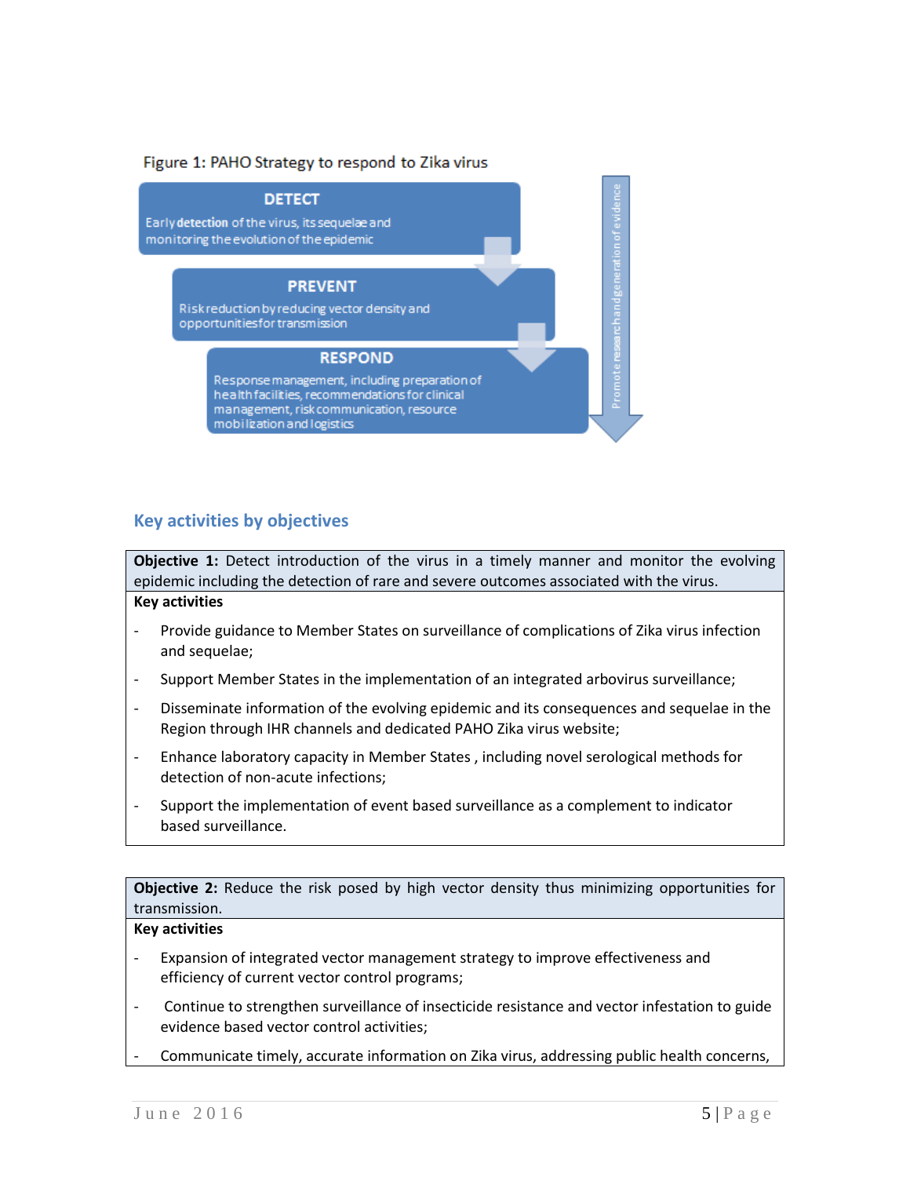Figure 1: PAHO Strategy to respond to Zika virus

**DETECT**

Early **detection** of the virus, its sequelae and monitoring the evolution of the epidemic

**PREVENT**

Risk reduction by reducing vector density and opportunities for transmission

**RESPOND**

Response management, including preparation of health facilities, recommendations for clinical management, risk communication, resource mobilization and logistics

Promote research and generation of evidence

## Key activities by objectives

**Objective 1:** Detect introduction of the virus in a timely manner and monitor the evolving epidemic including the detection of rare and severe outcomes associated with the virus.

**Key activities**

- Provide guidance to Member States on surveillance of complications of Zika virus infection and sequelae;
- Support Member States in the implementation of an integrated arbovirus surveillance;
- Disseminate information of the evolving epidemic and its consequences and sequelae in the Region through IHR channels and dedicated PAHO Zika virus website;
- Enhance laboratory capacity in Member States , including novel serological methods for detection of non-acute infections;
- Support the implementation of event based surveillance as a complement to indicator based surveillance.

**Objective 2:** Reduce the risk posed by high vector density thus minimizing opportunities for transmission.

**Key activities**

- Expansion of integrated vector management strategy to improve effectiveness and efficiency of current vector control programs;
- Continue to strengthen surveillance of insecticide resistance and vector infestation to guide evidence based vector control activities;
- Communicate timely, accurate information on Zika virus, addressing public health concerns,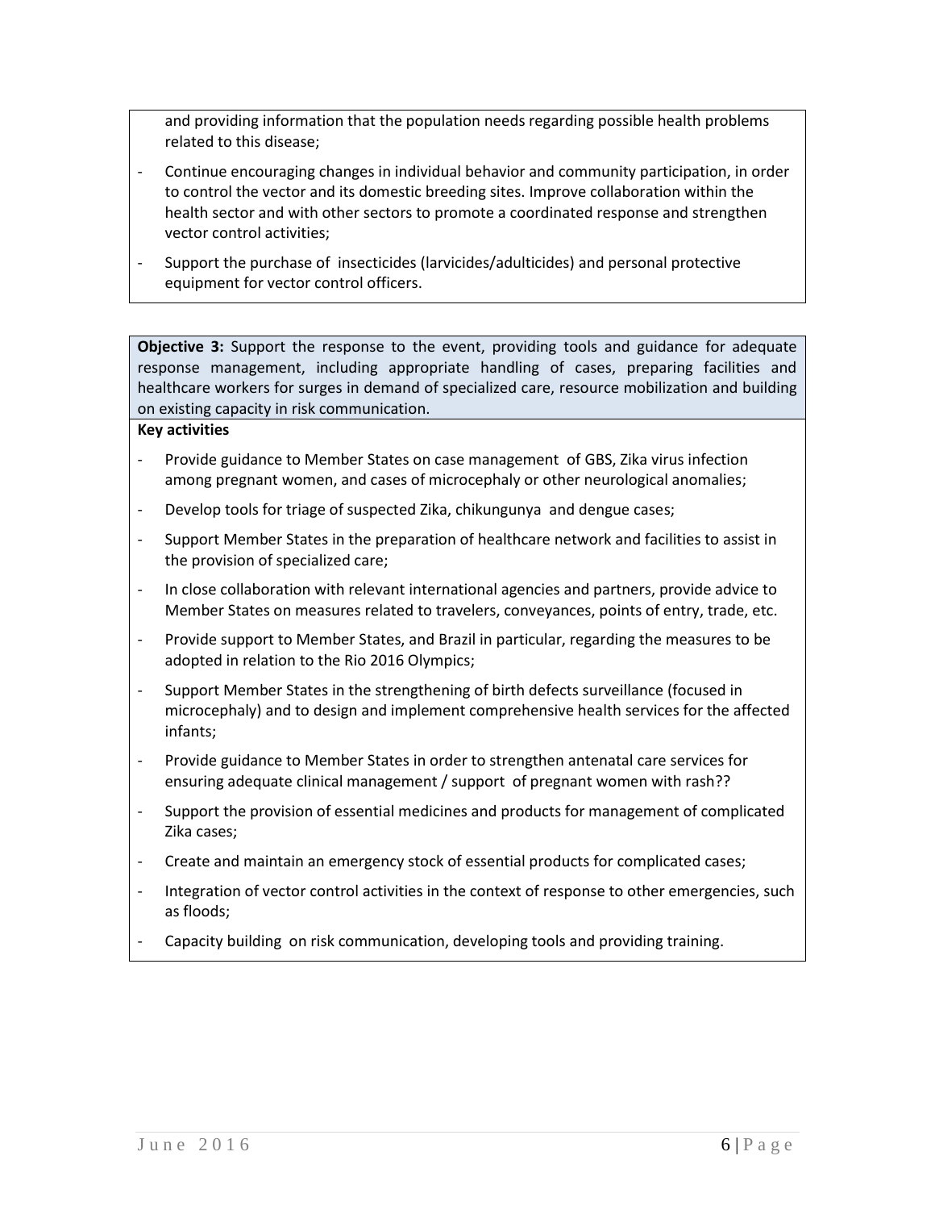and providing information that the population needs regarding possible health problems related to this disease;

- Continue encouraging changes in individual behavior and community participation, in order to control the vector and its domestic breeding sites. Improve collaboration within the health sector and with other sectors to promote a coordinated response and strengthen vector control activities;
- Support the purchase of insecticides (larvicides/adulticides) and personal protective equipment for vector control officers.

**Objective 3:** Support the response to the event, providing tools and guidance for adequate response management, including appropriate handling of cases, preparing facilities and healthcare workers for surges in demand of specialized care, resource mobilization and building on existing capacity in risk communication.

**Key activities**

- Provide guidance to Member States on case management of GBS, Zika virus infection among pregnant women, and cases of microcephaly or other neurological anomalies;
- Develop tools for triage of suspected Zika, chikungunya and dengue cases;
- Support Member States in the preparation of healthcare network and facilities to assist in the provision of specialized care;
- In close collaboration with relevant international agencies and partners, provide advice to Member States on measures related to travelers, conveyances, points of entry, trade, etc.
- Provide support to Member States, and Brazil in particular, regarding the measures to be adopted in relation to the Rio 2016 Olympics;
- Support Member States in the strengthening of birth defects surveillance (focused in microcephaly) and to design and implement comprehensive health services for the affected infants;
- Provide guidance to Member States in order to strengthen antenatal care services for ensuring adequate clinical management / support of pregnant women with rash??
- Support the provision of essential medicines and products for management of complicated Zika cases;
- Create and maintain an emergency stock of essential products for complicated cases;
- Integration of vector control activities in the context of response to other emergencies, such as floods;
- Capacity building on risk communication, developing tools and providing training.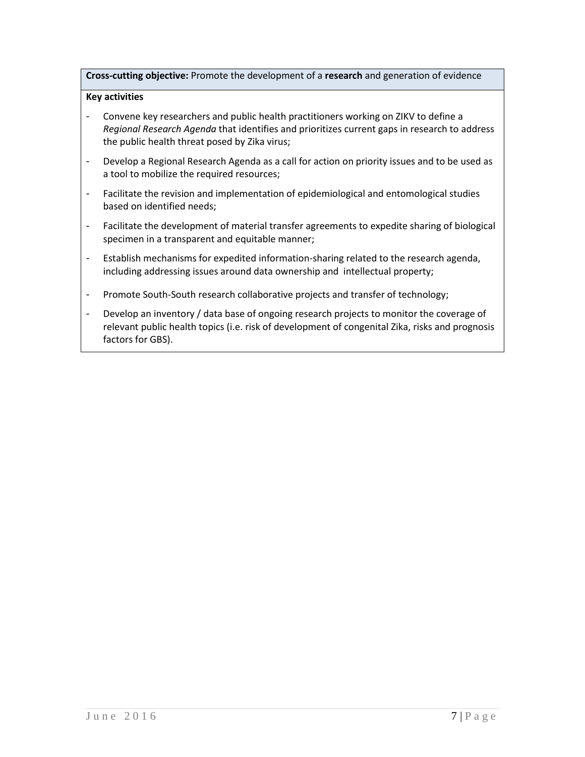**Cross-cutting objective:** Promote the development of a **research** and generation of evidence

**Key activities**

- Convene key researchers and public health practitioners working on ZIKV to define a *Regional Research Agenda* that identifies and prioritizes current gaps in research to address the public health threat posed by Zika virus;
- Develop a Regional Research Agenda as a call for action on priority issues and to be used as a tool to mobilize the required resources;
- Facilitate the revision and implementation of epidemiological and entomological studies based on identified needs;
- Facilitate the development of material transfer agreements to expedite sharing of biological specimen in a transparent and equitable manner;
- Establish mechanisms for expedited information-sharing related to the research agenda, including addressing issues around data ownership and intellectual property;
- Promote South-South research collaborative projects and transfer of technology;
- Develop an inventory / data base of ongoing research projects to monitor the coverage of relevant public health topics (i.e. risk of development of congenital Zika, risks and prognosis factors for GBS).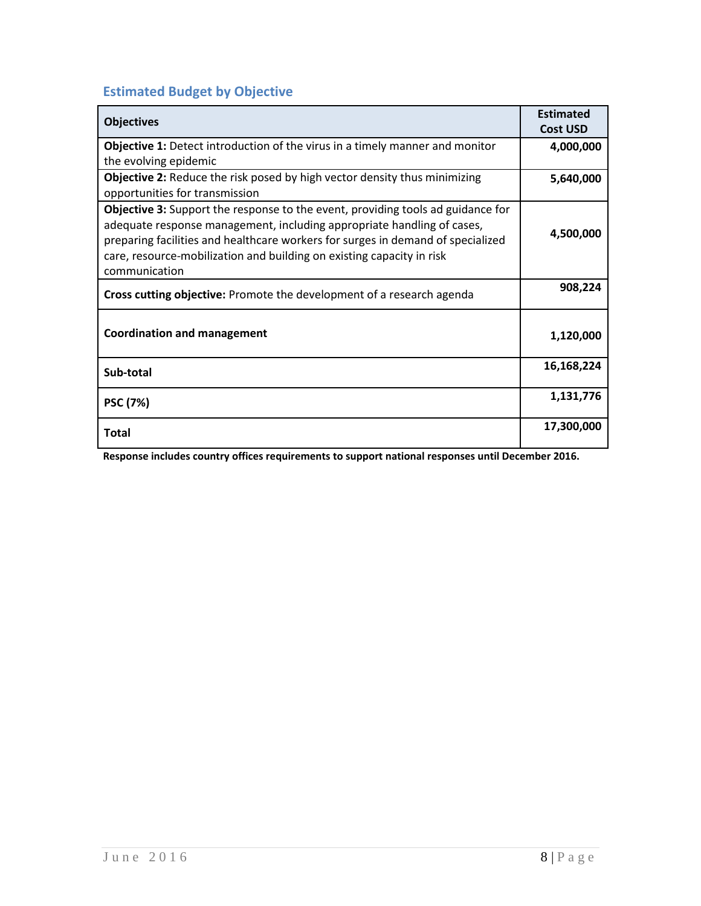## Estimated Budget by Objective

| Objectives | Estimated Cost USD |
|---|---|
| **Objective 1:** Detect introduction of the virus in a timely manner and monitor the evolving epidemic | **4,000,000** |
| **Objective 2:** Reduce the risk posed by high vector density thus minimizing opportunities for transmission | **5,640,000** |
| **Objective 3:** Support the response to the event, providing tools ad guidance for adequate response management, including appropriate handling of cases, preparing facilities and healthcare workers for surges in demand of specialized care, resource-mobilization and building on existing capacity in risk communication | **4,500,000** |
| **Cross cutting objective:** Promote the development of a research agenda | **908,224** |
| **Coordination and management** | **1,120,000** |
| **Sub-total** | **16,168,224** |
| **PSC (7%)** | **1,131,776** |
| **Total** | **17,300,000** |

**Response includes country offices requirements to support national responses until December 2016.**